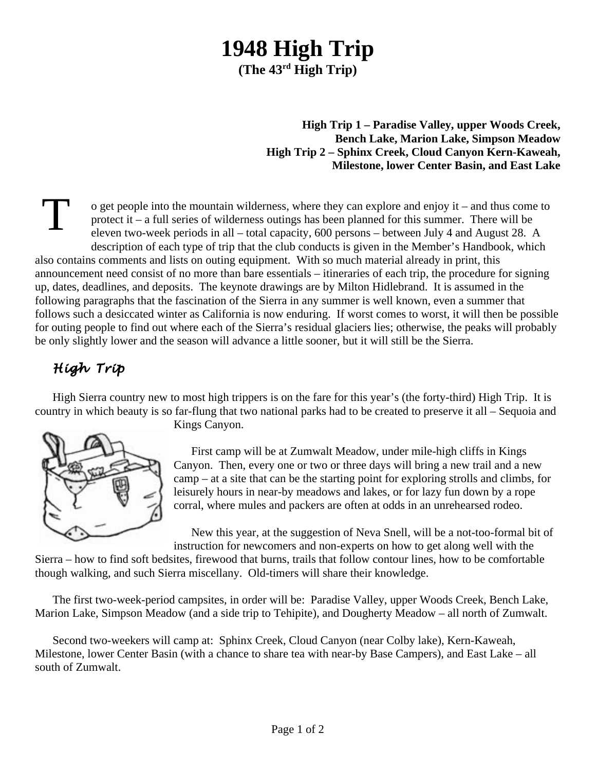# 1948 High Trip

**(The 43rd High Trip)**

**High Trip 1 – Paradise Valley, upper Woods Creek, Bench Lake, Marion Lake, Simpson Meadow**
**High Trip 2 – Sphinx Creek, Cloud Canyon Kern-Kaweah, Milestone, lower Center Basin, and East Lake**

To get people into the mountain wilderness, where they can explore and enjoy it – and thus come to protect it – a full series of wilderness outings has been planned for this summer. There will be eleven two-week periods in all – total capacity, 600 persons – between July 4 and August 28. A description of each type of trip that the club conducts is given in the Member's Handbook, which also contains comments and lists on outing equipment. With so much material already in print, this announcement need consist of no more than bare essentials – itineraries of each trip, the procedure for signing up, dates, deadlines, and deposits. The keynote drawings are by Milton Hidlebrand. It is assumed in the following paragraphs that the fascination of the Sierra in any summer is well known, even a summer that follows such a desiccated winter as California is now enduring. If worst comes to worst, it will then be possible for outing people to find out where each of the Sierra's residual glaciers lies; otherwise, the peaks will probably be only slightly lower and the season will advance a little sooner, but it will still be the Sierra.

## *High Trip*

High Sierra country new to most high trippers is on the fare for this year's (the forty-third) High Trip. It is country in which beauty is so far-flung that two national parks had to be created to preserve it all – Sequoia and Kings Canyon.

First camp will be at Zumwalt Meadow, under mile-high cliffs in Kings Canyon. Then, every one or two or three days will bring a new trail and a new camp – at a site that can be the starting point for exploring strolls and climbs, for leisurely hours in near-by meadows and lakes, or for lazy fun down by a rope corral, where mules and packers are often at odds in an unrehearsed rodeo.

New this year, at the suggestion of Neva Snell, will be a not-too-formal bit of instruction for newcomers and non-experts on how to get along well with the Sierra – how to find soft bedsites, firewood that burns, trails that follow contour lines, how to be comfortable though walking, and such Sierra miscellany. Old-timers will share their knowledge.

The first two-week-period campsites, in order will be: Paradise Valley, upper Woods Creek, Bench Lake, Marion Lake, Simpson Meadow (and a side trip to Tehipite), and Dougherty Meadow – all north of Zumwalt.

Second two-weekers will camp at: Sphinx Creek, Cloud Canyon (near Colby lake), Kern-Kaweah, Milestone, lower Center Basin (with a chance to share tea with near-by Base Campers), and East Lake – all south of Zumwalt.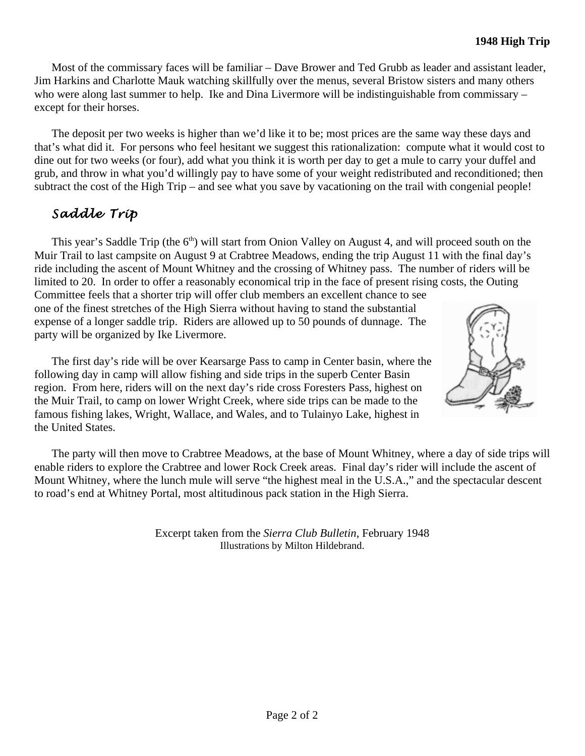Most of the commissary faces will be familiar – Dave Brower and Ted Grubb as leader and assistant leader, Jim Harkins and Charlotte Mauk watching skillfully over the menus, several Bristow sisters and many others who were along last summer to help. Ike and Dina Livermore will be indistinguishable from commissary – except for their horses.

The deposit per two weeks is higher than we'd like it to be; most prices are the same way these days and that's what did it. For persons who feel hesitant we suggest this rationalization: compute what it would cost to dine out for two weeks (or four), add what you think it is worth per day to get a mule to carry your duffel and grub, and throw in what you'd willingly pay to have some of your weight redistributed and reconditioned; then subtract the cost of the High Trip – and see what you save by vacationing on the trail with congenial people!

## Saddle Trip

This year's Saddle Trip (the 6th) will start from Onion Valley on August 4, and will proceed south on the Muir Trail to last campsite on August 9 at Crabtree Meadows, ending the trip August 11 with the final day's ride including the ascent of Mount Whitney and the crossing of Whitney pass. The number of riders will be limited to 20. In order to offer a reasonably economical trip in the face of present rising costs, the Outing Committee feels that a shorter trip will offer club members an excellent chance to see one of the finest stretches of the High Sierra without having to stand the substantial expense of a longer saddle trip. Riders are allowed up to 50 pounds of dunnage. The party will be organized by Ike Livermore.

The first day's ride will be over Kearsarge Pass to camp in Center basin, where the following day in camp will allow fishing and side trips in the superb Center Basin region. From here, riders will on the next day's ride cross Foresters Pass, highest on the Muir Trail, to camp on lower Wright Creek, where side trips can be made to the famous fishing lakes, Wright, Wallace, and Wales, and to Tulainyo Lake, highest in the United States.

The party will then move to Crabtree Meadows, at the base of Mount Whitney, where a day of side trips will enable riders to explore the Crabtree and lower Rock Creek areas. Final day's rider will include the ascent of Mount Whitney, where the lunch mule will serve "the highest meal in the U.S.A.," and the spectacular descent to road's end at Whitney Portal, most altitudinous pack station in the High Sierra.

Excerpt taken from the *Sierra Club Bulletin*, February 1948
Illustrations by Milton Hildebrand.